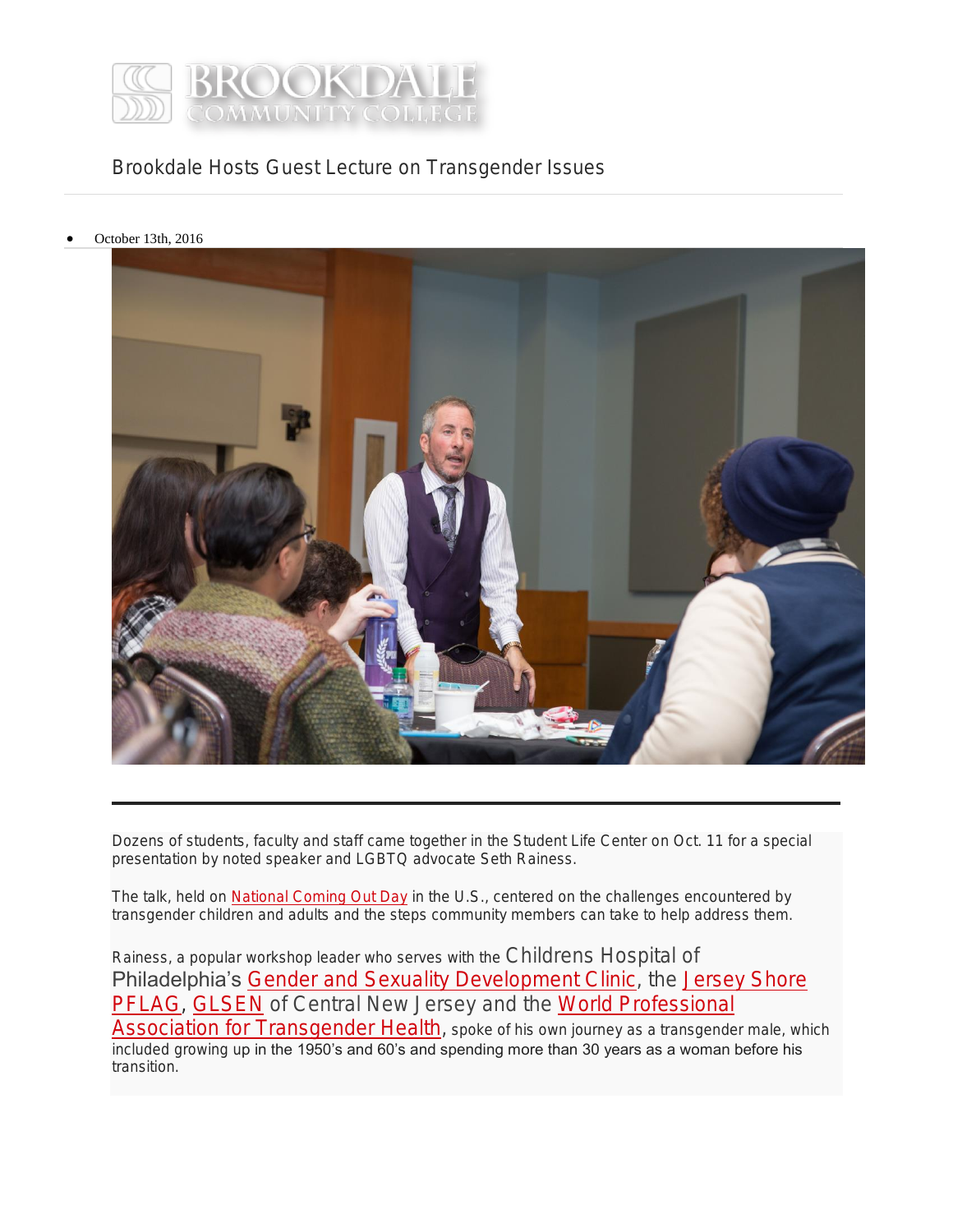# Brookdale Hosts Guest Lecture on Transgender Issues

- October 13th, 2016

Dozens of students, faculty and staff came together in the Student Life Center on Oct. 11 for a special presentation by noted speaker and LGBTQ advocate Seth Rainess.

The talk, held on National Coming Out Day in the U.S., centered on the challenges encountered by transgender children and adults and the steps community members can take to help address them.

Rainess, a popular workshop leader who serves with the Childrens Hospital of Philadelphia's Gender and Sexuality Development Clinic, the Jersey Shore PFLAG, GLSEN of Central New Jersey and the World Professional Association for Transgender Health, spoke of his own journey as a transgender male, which included growing up in the 1950's and 60's and spending more than 30 years as a woman before his transition.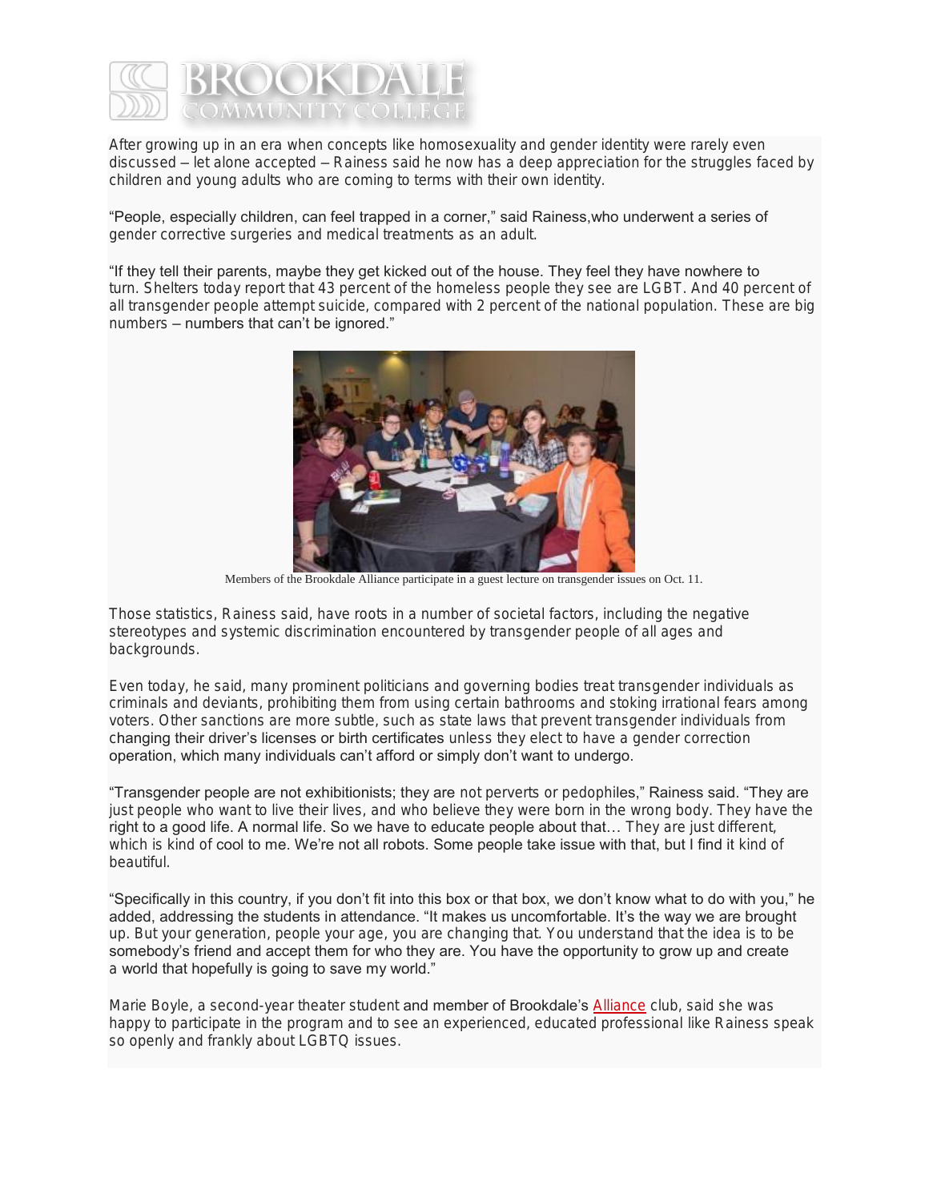After growing up in an era when concepts like homosexuality and gender identity were rarely even discussed – let alone accepted – Rainess said he now has a deep appreciation for the struggles faced by children and young adults who are coming to terms with their own identity.

"People, especially children, can feel trapped in a corner," said Rainess,who underwent a series of gender corrective surgeries and medical treatments as an adult.

"If they tell their parents, maybe they get kicked out of the house. They feel they have nowhere to turn. Shelters today report that 43 percent of the homeless people they see are LGBT. And 40 percent of all transgender people attempt suicide, compared with 2 percent of the national population. These are big numbers – numbers that can't be ignored."

Members of the Brookdale Alliance participate in a guest lecture on transgender issues on Oct. 11.

Those statistics, Rainess said, have roots in a number of societal factors, including the negative stereotypes and systemic discrimination encountered by transgender people of all ages and backgrounds.

Even today, he said, many prominent politicians and governing bodies treat transgender individuals as criminals and deviants, prohibiting them from using certain bathrooms and stoking irrational fears among voters. Other sanctions are more subtle, such as state laws that prevent transgender individuals from changing their driver's licenses or birth certificates unless they elect to have a gender correction operation, which many individuals can't afford or simply don't want to undergo.

"Transgender people are not exhibitionists; they are not perverts or pedophiles," Rainess said. "They are just people who want to live their lives, and who believe they were born in the wrong body. They have the right to a good life. A normal life. So we have to educate people about that… They are just different, which is kind of cool to me. We're not all robots. Some people take issue with that, but I find it kind of beautiful.

"Specifically in this country, if you don't fit into this box or that box, we don't know what to do with you," he added, addressing the students in attendance. "It makes us uncomfortable. It's the way we are brought up. But your generation, people your age, you are changing that. You understand that the idea is to be somebody's friend and accept them for who they are. You have the opportunity to grow up and create a world that hopefully is going to save my world."

Marie Boyle, a second-year theater student and member of Brookdale's Alliance club, said she was happy to participate in the program and to see an experienced, educated professional like Rainess speak so openly and frankly about LGBTQ issues.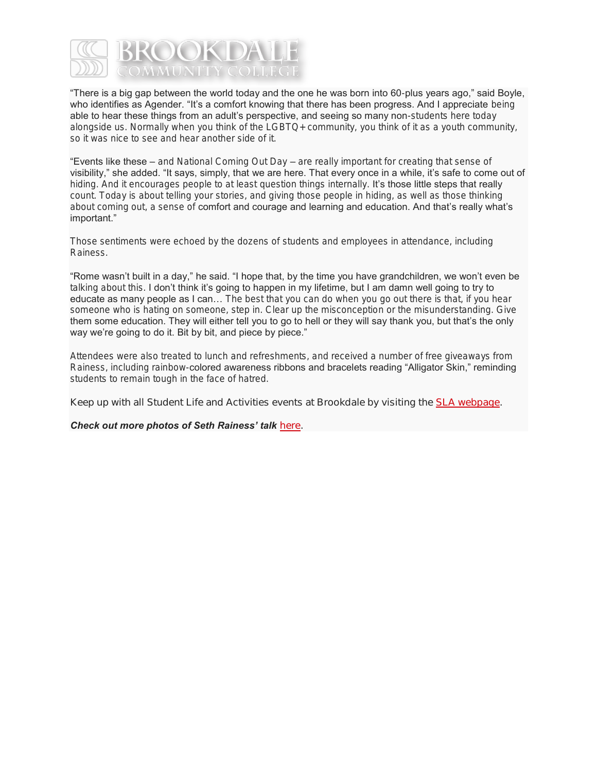"There is a big gap between the world today and the one he was born into 60-plus years ago," said Boyle, who identifies as Agender. "It's a comfort knowing that there has been progress. And I appreciate being able to hear these things from an adult's perspective, and seeing so many non-students here today alongside us. Normally when you think of the LGBTQ+ community, you think of it as a youth community, so it was nice to see and hear another side of it.

"Events like these – and National Coming Out Day – are really important for creating that sense of visibility," she added. "It says, simply, that we are here. That every once in a while, it's safe to come out of hiding. And it encourages people to at least question things internally. It's those little steps that really count. Today is about telling your stories, and giving those people in hiding, as well as those thinking about coming out, a sense of comfort and courage and learning and education. And that's really what's important."

Those sentiments were echoed by the dozens of students and employees in attendance, including Rainess.

"Rome wasn't built in a day," he said. "I hope that, by the time you have grandchildren, we won't even be talking about this. I don't think it's going to happen in my lifetime, but I am damn well going to try to educate as many people as I can… The best that you can do when you go out there is that, if you hear someone who is hating on someone, step in. Clear up the misconception or the misunderstanding. Give them some education. They will either tell you to go to hell or they will say thank you, but that's the only way we're going to do it. Bit by bit, and piece by piece."

Attendees were also treated to lunch and refreshments, and received a number of free giveaways from Rainess, including rainbow-colored awareness ribbons and bracelets reading "Alligator Skin," reminding students to remain tough in the face of hatred.

Keep up with all Student Life and Activities events at Brookdale by visiting the SLA webpage.

***Check out more photos of Seth Rainess' talk*** here.